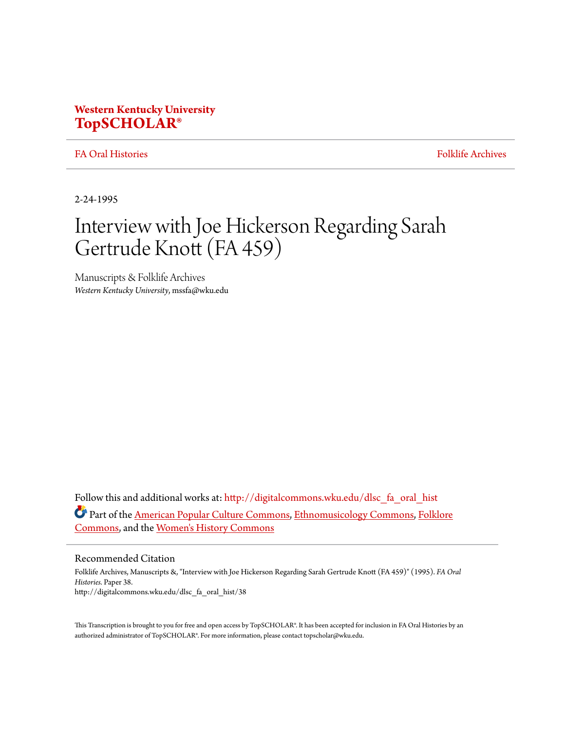**Western Kentucky University**
**TopSCHOLAR®**

FA Oral Histories | Folklife Archives

2-24-1995

# Interview with Joe Hickerson Regarding Sarah Gertrude Knott (FA 459)

Manuscripts & Folklife Archives
*Western Kentucky University*, mssfa@wku.edu

Follow this and additional works at: http://digitalcommons.wku.edu/dlsc_fa_oral_hist

Part of the American Popular Culture Commons, Ethnomusicology Commons, Folklore Commons, and the Women's History Commons

## Recommended Citation

Folklife Archives, Manuscripts &, "Interview with Joe Hickerson Regarding Sarah Gertrude Knott (FA 459)" (1995). *FA Oral Histories.* Paper 38.
http://digitalcommons.wku.edu/dlsc_fa_oral_hist/38

This Transcription is brought to you for free and open access by TopSCHOLAR®. It has been accepted for inclusion in FA Oral Histories by an authorized administrator of TopSCHOLAR®. For more information, please contact topscholar@wku.edu.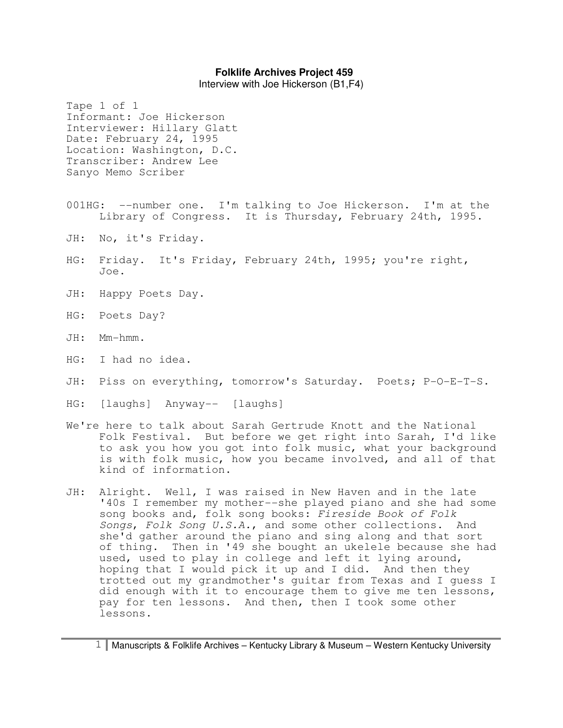**Folklife Archives Project 459**
Interview with Joe Hickerson (B1,F4)

Tape 1 of 1
Informant: Joe Hickerson
Interviewer: Hillary Glatt
Date: February 24, 1995
Location: Washington, D.C.
Transcriber: Andrew Lee
Sanyo Memo Scriber

001HG: --number one. I'm talking to Joe Hickerson. I'm at the Library of Congress. It is Thursday, February 24th, 1995.

JH: No, it's Friday.

HG: Friday. It's Friday, February 24th, 1995; you're right, Joe.

JH: Happy Poets Day.

HG: Poets Day?

JH: Mm-hmm.

HG: I had no idea.

JH: Piss on everything, tomorrow's Saturday. Poets; P-O-E-T-S.

HG: [laughs] Anyway-- [laughs]

We're here to talk about Sarah Gertrude Knott and the National Folk Festival. But before we get right into Sarah, I'd like to ask you how you got into folk music, what your background is with folk music, how you became involved, and all of that kind of information.

JH: Alright. Well, I was raised in New Haven and in the late '40s I remember my mother--she played piano and she had some song books and, folk song books: *Fireside Book of Folk Songs*, *Folk Song U.S.A.*, and some other collections. And she'd gather around the piano and sing along and that sort of thing. Then in '49 she bought an ukelele because she had used, used to play in college and left it lying around, hoping that I would pick it up and I did. And then they trotted out my grandmother's guitar from Texas and I guess I did enough with it to encourage them to give me ten lessons, pay for ten lessons. And then, then I took some other lessons.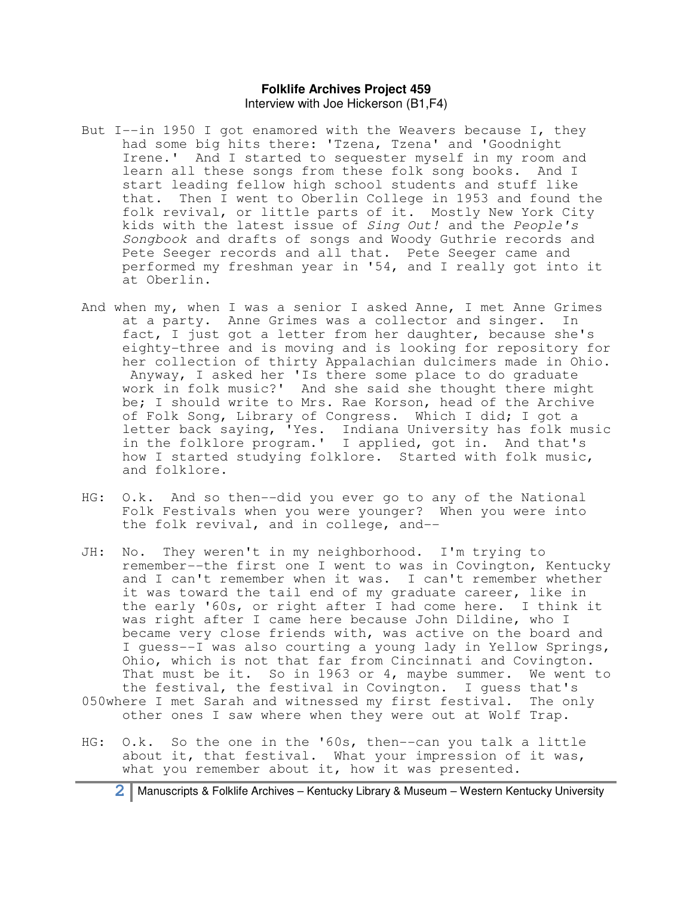But I--in 1950 I got enamored with the Weavers because I, they had some big hits there: 'Tzena, Tzena' and 'Goodnight Irene.' And I started to sequester myself in my room and learn all these songs from these folk song books. And I start leading fellow high school students and stuff like that. Then I went to Oberlin College in 1953 and found the folk revival, or little parts of it. Mostly New York City kids with the latest issue of *Sing Out!* and the *People's Songbook* and drafts of songs and Woody Guthrie records and Pete Seeger records and all that. Pete Seeger came and performed my freshman year in '54, and I really got into it at Oberlin.

And when my, when I was a senior I asked Anne, I met Anne Grimes at a party. Anne Grimes was a collector and singer. In fact, I just got a letter from her daughter, because she's eighty-three and is moving and is looking for repository for her collection of thirty Appalachian dulcimers made in Ohio. Anyway, I asked her 'Is there some place to do graduate work in folk music?' And she said she thought there might be; I should write to Mrs. Rae Korson, head of the Archive of Folk Song, Library of Congress. Which I did; I got a letter back saying, 'Yes. Indiana University has folk music in the folklore program.' I applied, got in. And that's how I started studying folklore. Started with folk music, and folklore.

HG: O.k. And so then--did you ever go to any of the National Folk Festivals when you were younger? When you were into the folk revival, and in college, and--

JH: No. They weren't in my neighborhood. I'm trying to remember--the first one I went to was in Covington, Kentucky and I can't remember when it was. I can't remember whether it was toward the tail end of my graduate career, like in the early '60s, or right after I had come here. I think it was right after I came here because John Dildine, who I became very close friends with, was active on the board and I guess--I was also courting a young lady in Yellow Springs, Ohio, which is not that far from Cincinnati and Covington. That must be it. So in 1963 or 4, maybe summer. We went to the festival, the festival in Covington. I guess that's 050where I met Sarah and witnessed my first festival. The only other ones I saw where when they were out at Wolf Trap.

HG: O.k. So the one in the '60s, then--can you talk a little about it, that festival. What your impression of it was, what you remember about it, how it was presented.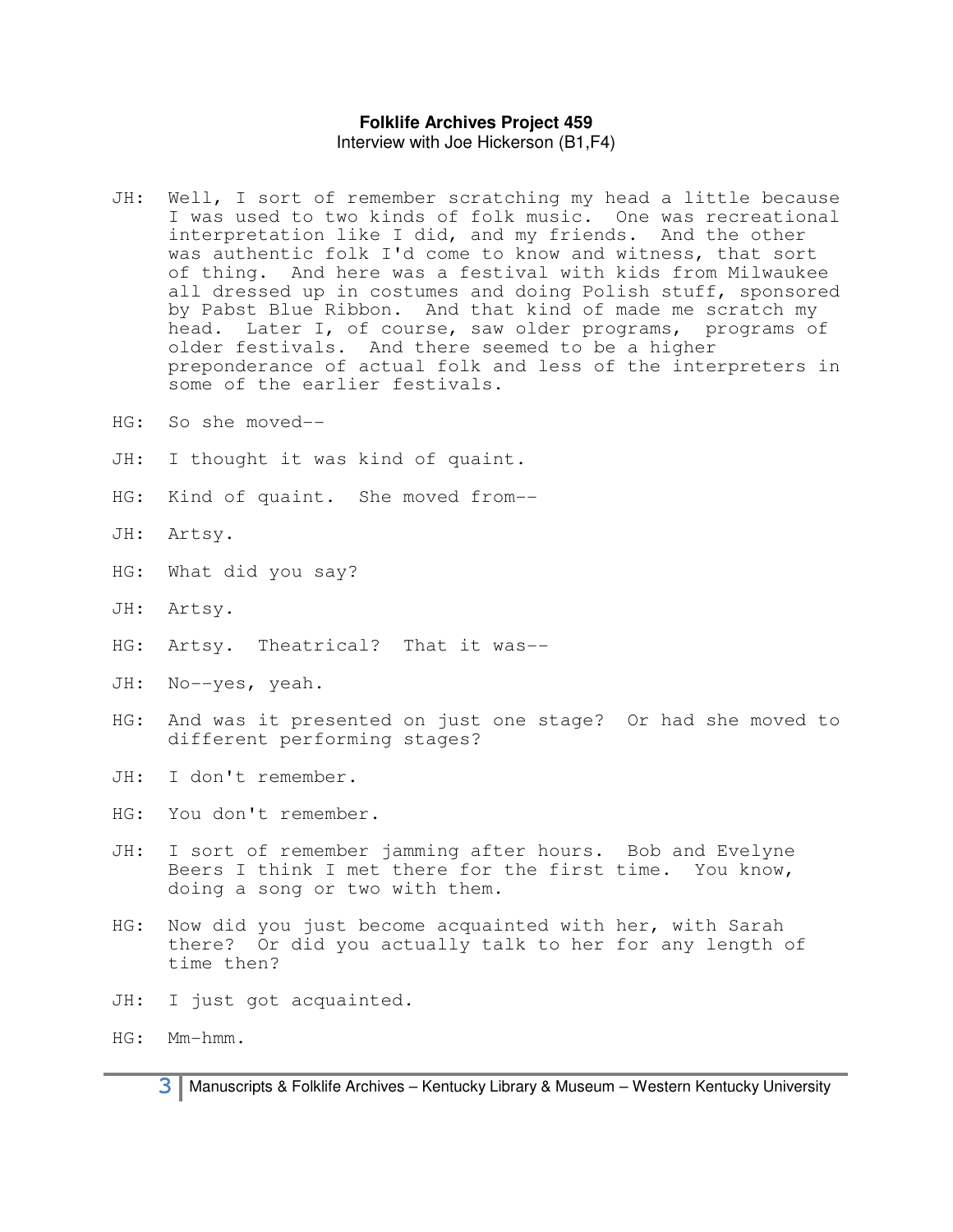**Folklife Archives Project 459**
Interview with Joe Hickerson (B1,F4)

JH: Well, I sort of remember scratching my head a little because I was used to two kinds of folk music. One was recreational interpretation like I did, and my friends. And the other was authentic folk I'd come to know and witness, that sort of thing. And here was a festival with kids from Milwaukee all dressed up in costumes and doing Polish stuff, sponsored by Pabst Blue Ribbon. And that kind of made me scratch my head. Later I, of course, saw older programs, programs of older festivals. And there seemed to be a higher preponderance of actual folk and less of the interpreters in some of the earlier festivals.

HG: So she moved--

JH: I thought it was kind of quaint.

HG: Kind of quaint. She moved from--

JH: Artsy.

HG: What did you say?

JH: Artsy.

HG: Artsy. Theatrical? That it was--

JH: No--yes, yeah.

HG: And was it presented on just one stage? Or had she moved to different performing stages?

JH: I don't remember.

HG: You don't remember.

JH: I sort of remember jamming after hours. Bob and Evelyne Beers I think I met there for the first time. You know, doing a song or two with them.

HG: Now did you just become acquainted with her, with Sarah there? Or did you actually talk to her for any length of time then?

JH: I just got acquainted.

HG: Mm-hmm.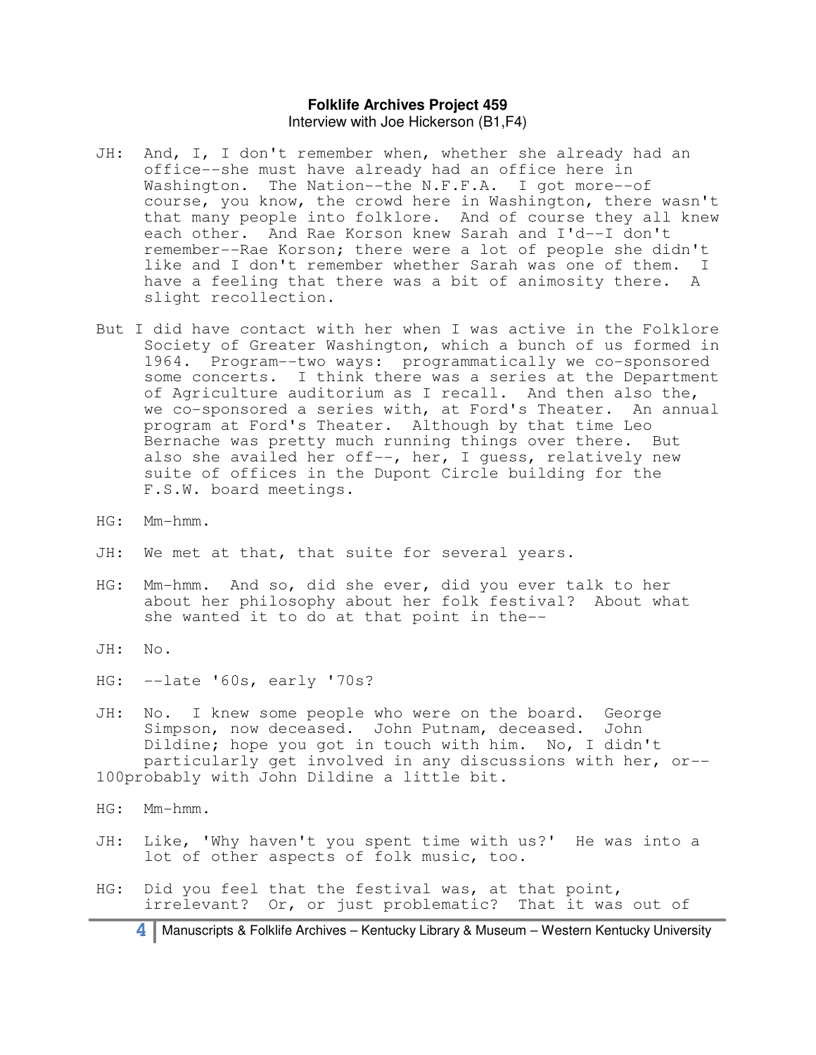**Folklife Archives Project 459**
Interview with Joe Hickerson (B1,F4)

JH: And, I, I don't remember when, whether she already had an office--she must have already had an office here in Washington. The Nation--the N.F.F.A. I got more--of course, you know, the crowd here in Washington, there wasn't that many people into folklore. And of course they all knew each other. And Rae Korson knew Sarah and I'd--I don't remember--Rae Korson; there were a lot of people she didn't like and I don't remember whether Sarah was one of them. I have a feeling that there was a bit of animosity there. A slight recollection.

But I did have contact with her when I was active in the Folklore Society of Greater Washington, which a bunch of us formed in 1964. Program--two ways: programmatically we co-sponsored some concerts. I think there was a series at the Department of Agriculture auditorium as I recall. And then also the, we co-sponsored a series with, at Ford's Theater. An annual program at Ford's Theater. Although by that time Leo Bernache was pretty much running things over there. But also she availed her off--, her, I guess, relatively new suite of offices in the Dupont Circle building for the F.S.W. board meetings.

HG: Mm-hmm.

JH: We met at that, that suite for several years.

HG: Mm-hmm. And so, did she ever, did you ever talk to her about her philosophy about her folk festival? About what she wanted it to do at that point in the--

JH: No.

HG: --late '60s, early '70s?

JH: No. I knew some people who were on the board. George Simpson, now deceased. John Putnam, deceased. John Dildine; hope you got in touch with him. No, I didn't particularly get involved in any discussions with her, or--100probably with John Dildine a little bit.

HG: Mm-hmm.

JH: Like, 'Why haven't you spent time with us?' He was into a lot of other aspects of folk music, too.

HG: Did you feel that the festival was, at that point, irrelevant? Or, or just problematic? That it was out of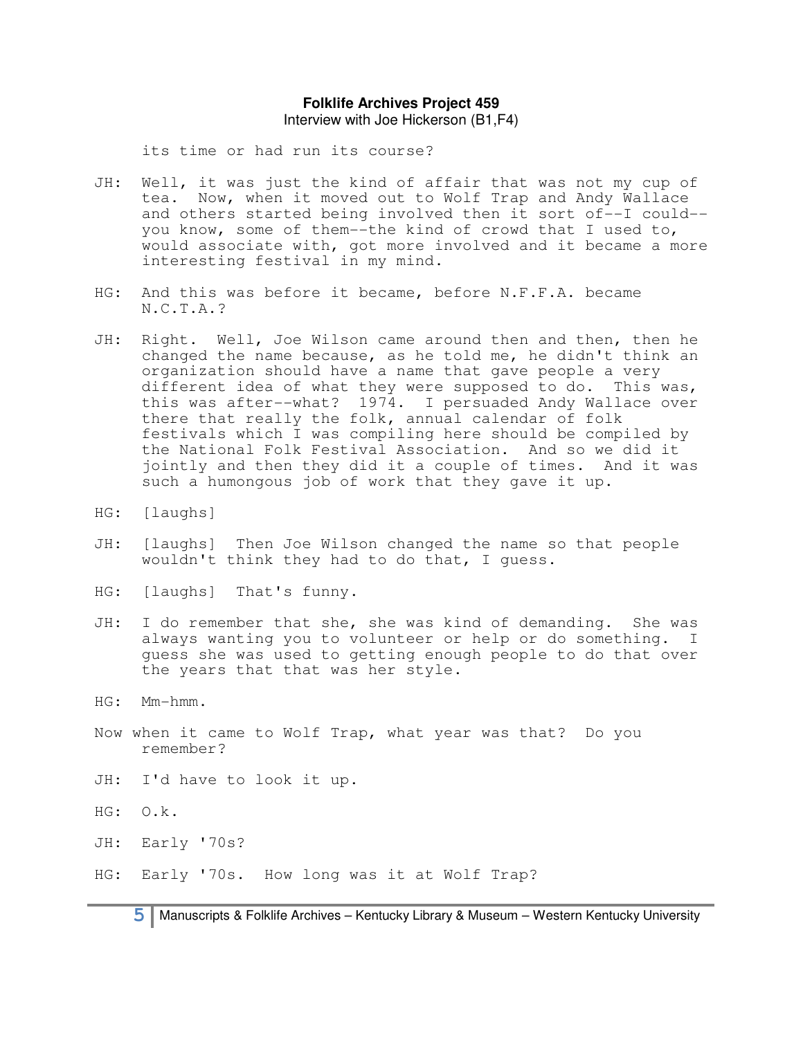its time or had run its course?

JH: Well, it was just the kind of affair that was not my cup of tea. Now, when it moved out to Wolf Trap and Andy Wallace and others started being involved then it sort of--I could--you know, some of them--the kind of crowd that I used to, would associate with, got more involved and it became a more interesting festival in my mind.

HG: And this was before it became, before N.F.F.A. became N.C.T.A.?

JH: Right. Well, Joe Wilson came around then and then, then he changed the name because, as he told me, he didn't think an organization should have a name that gave people a very different idea of what they were supposed to do. This was, this was after--what? 1974. I persuaded Andy Wallace over there that really the folk, annual calendar of folk festivals which I was compiling here should be compiled by the National Folk Festival Association. And so we did it jointly and then they did it a couple of times. And it was such a humongous job of work that they gave it up.

HG: [laughs]

JH: [laughs] Then Joe Wilson changed the name so that people wouldn't think they had to do that, I guess.

HG: [laughs] That's funny.

JH: I do remember that she, she was kind of demanding. She was always wanting you to volunteer or help or do something. I guess she was used to getting enough people to do that over the years that that was her style.

HG: Mm-hmm.

Now when it came to Wolf Trap, what year was that? Do you remember?

JH: I'd have to look it up.

HG: O.k.

JH: Early '70s?

HG: Early '70s. How long was it at Wolf Trap?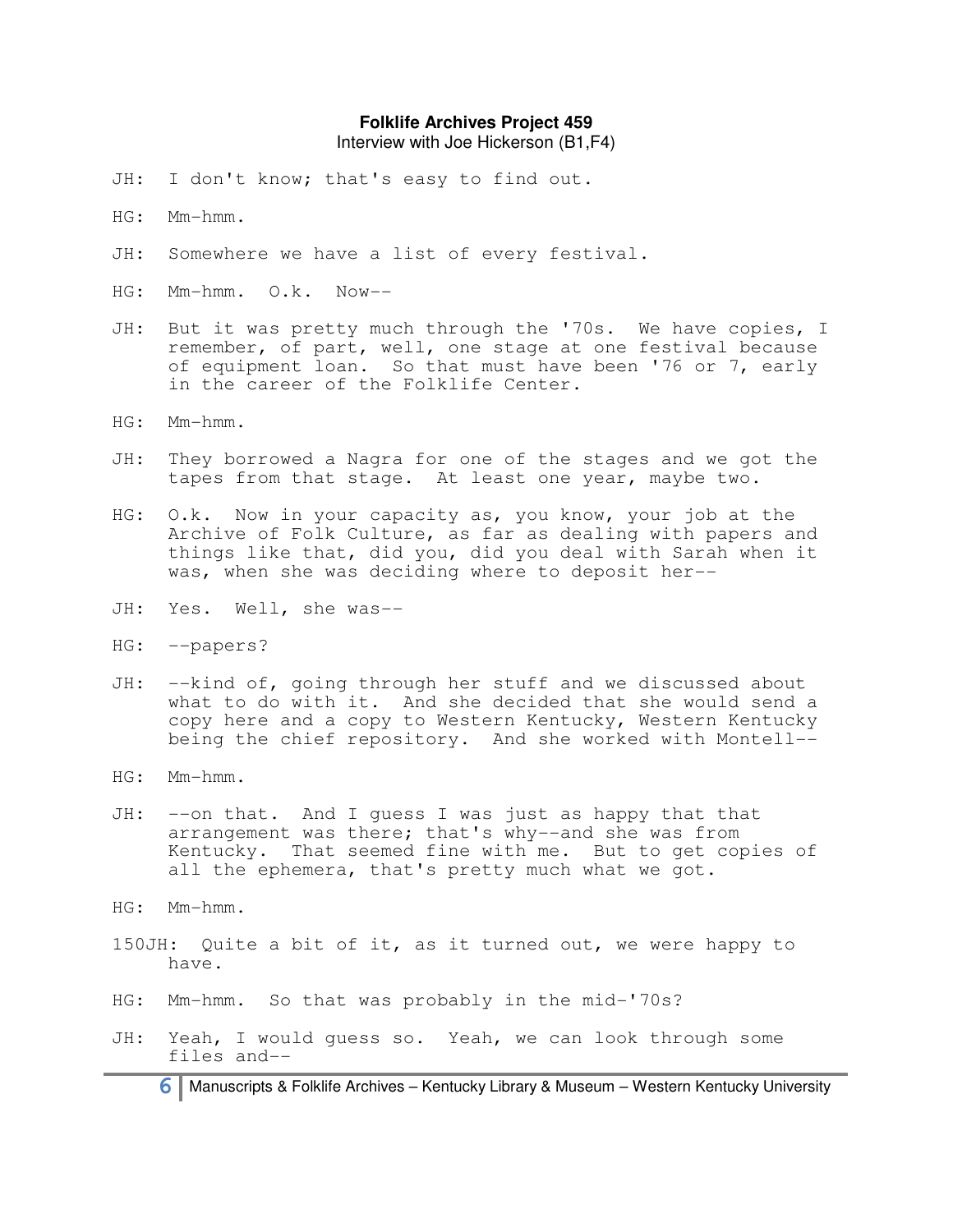JH: I don't know; that's easy to find out.

HG: Mm-hmm.

JH: Somewhere we have a list of every festival.

HG: Mm-hmm. O.k. Now--

JH: But it was pretty much through the '70s. We have copies, I remember, of part, well, one stage at one festival because of equipment loan. So that must have been '76 or 7, early in the career of the Folklife Center.

HG: Mm-hmm.

JH: They borrowed a Nagra for one of the stages and we got the tapes from that stage. At least one year, maybe two.

HG: O.k. Now in your capacity as, you know, your job at the Archive of Folk Culture, as far as dealing with papers and things like that, did you, did you deal with Sarah when it was, when she was deciding where to deposit her--

JH: Yes. Well, she was--

HG: --papers?

JH: --kind of, going through her stuff and we discussed about what to do with it. And she decided that she would send a copy here and a copy to Western Kentucky, Western Kentucky being the chief repository. And she worked with Montell--

HG: Mm-hmm.

JH: --on that. And I guess I was just as happy that that arrangement was there; that's why--and she was from Kentucky. That seemed fine with me. But to get copies of all the ephemera, that's pretty much what we got.

HG: Mm-hmm.

150JH: Quite a bit of it, as it turned out, we were happy to have.

HG: Mm-hmm. So that was probably in the mid-'70s?

JH: Yeah, I would guess so. Yeah, we can look through some files and--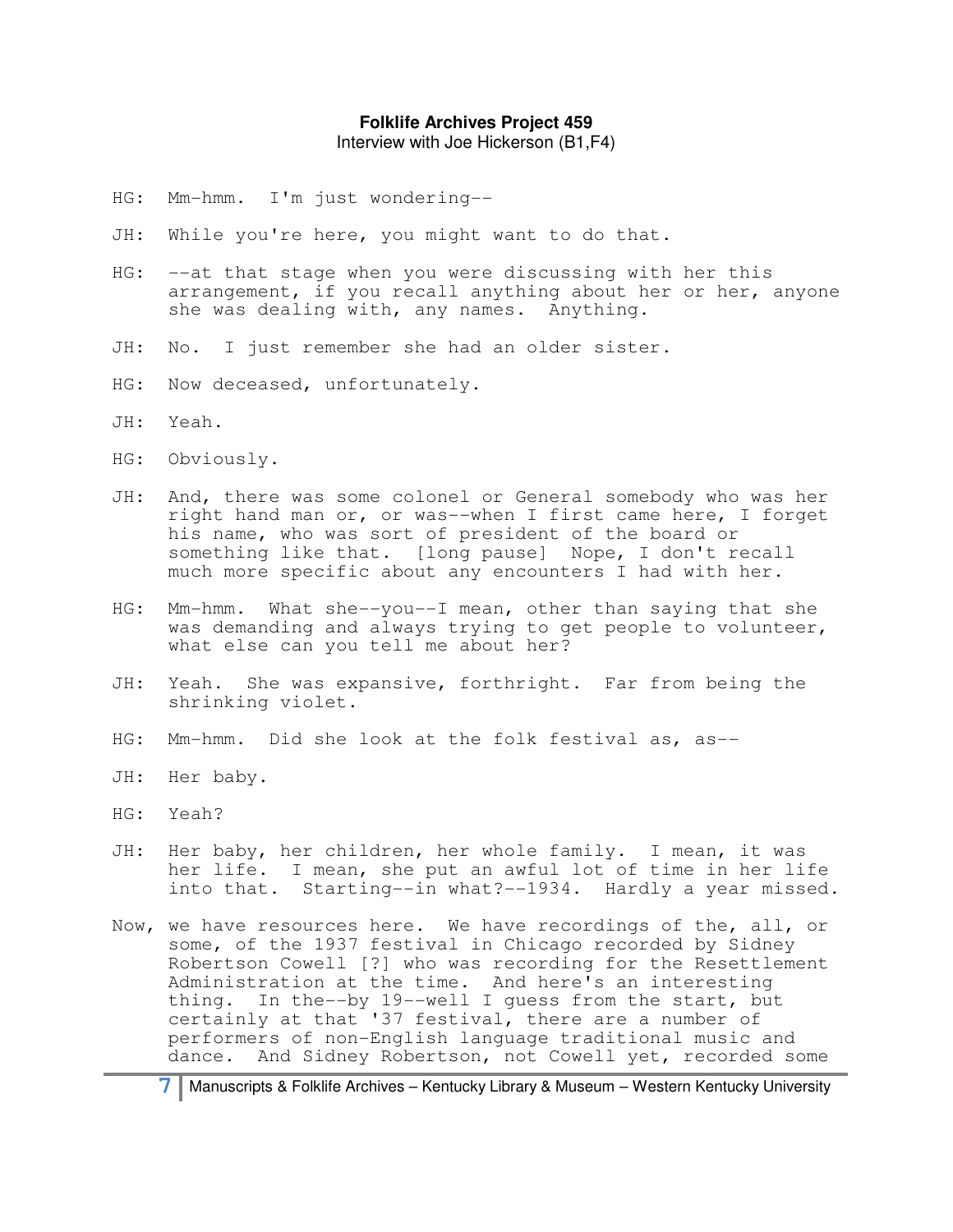HG: Mm-hmm. I'm just wondering--

JH: While you're here, you might want to do that.

HG: --at that stage when you were discussing with her this arrangement, if you recall anything about her or her, anyone she was dealing with, any names. Anything.

JH: No. I just remember she had an older sister.

HG: Now deceased, unfortunately.

JH: Yeah.

HG: Obviously.

JH: And, there was some colonel or General somebody who was her right hand man or, or was--when I first came here, I forget his name, who was sort of president of the board or something like that. [long pause] Nope, I don't recall much more specific about any encounters I had with her.

HG: Mm-hmm. What she--you--I mean, other than saying that she was demanding and always trying to get people to volunteer, what else can you tell me about her?

JH: Yeah. She was expansive, forthright. Far from being the shrinking violet.

HG: Mm-hmm. Did she look at the folk festival as, as--

JH: Her baby.

HG: Yeah?

JH: Her baby, her children, her whole family. I mean, it was her life. I mean, she put an awful lot of time in her life into that. Starting--in what?--1934. Hardly a year missed.

Now, we have resources here. We have recordings of the, all, or some, of the 1937 festival in Chicago recorded by Sidney Robertson Cowell [?] who was recording for the Resettlement Administration at the time. And here's an interesting thing. In the--by 19--well I guess from the start, but certainly at that '37 festival, there are a number of performers of non-English language traditional music and dance. And Sidney Robertson, not Cowell yet, recorded some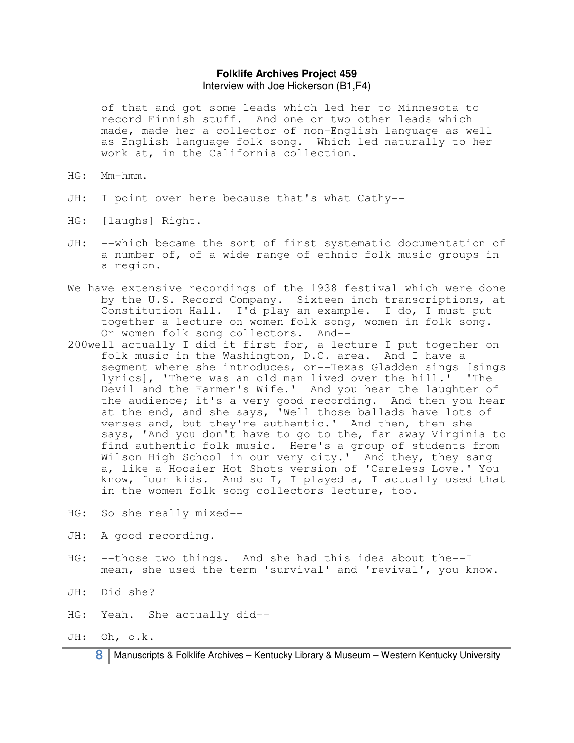of that and got some leads which led her to Minnesota to record Finnish stuff. And one or two other leads which made, made her a collector of non-English language as well as English language folk song. Which led naturally to her work at, in the California collection.

HG: Mm-hmm.

JH: I point over here because that's what Cathy--

HG: [laughs] Right.

JH: --which became the sort of first systematic documentation of a number of, of a wide range of ethnic folk music groups in a region.

We have extensive recordings of the 1938 festival which were done by the U.S. Record Company. Sixteen inch transcriptions, at Constitution Hall. I'd play an example. I do, I must put together a lecture on women folk song, women in folk song. Or women folk song collectors. And--

200well actually I did it first for, a lecture I put together on folk music in the Washington, D.C. area. And I have a segment where she introduces, or--Texas Gladden sings [sings lyrics], 'There was an old man lived over the hill.' 'The Devil and the Farmer's Wife.' And you hear the laughter of the audience; it's a very good recording. And then you hear at the end, and she says, 'Well those ballads have lots of verses and, but they're authentic.' And then, then she says, 'And you don't have to go to the, far away Virginia to find authentic folk music. Here's a group of students from Wilson High School in our very city.' And they, they sang a, like a Hoosier Hot Shots version of 'Careless Love.' You know, four kids. And so I, I played a, I actually used that in the women folk song collectors lecture, too.

HG: So she really mixed--

JH: A good recording.

HG: --those two things. And she had this idea about the--I mean, she used the term 'survival' and 'revival', you know.

JH: Did she?

HG: Yeah. She actually did--

JH: Oh, o.k.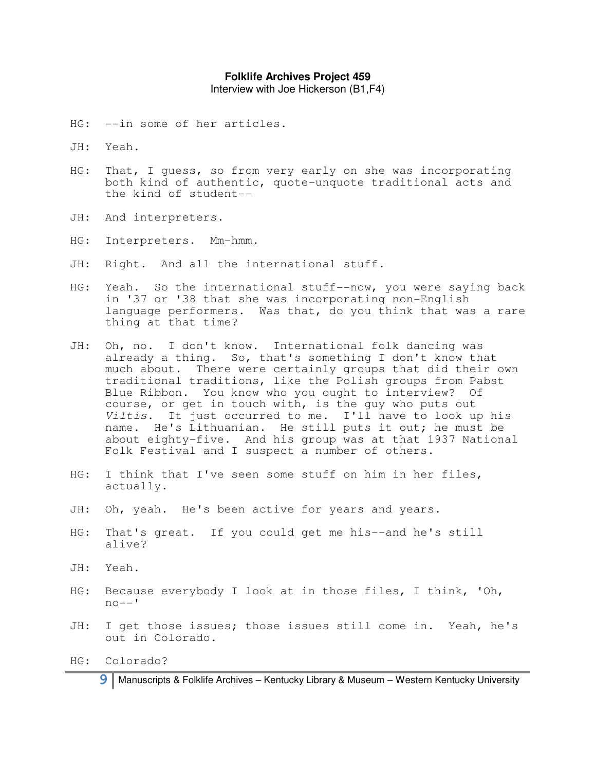HG: --in some of her articles.

JH: Yeah.

HG: That, I guess, so from very early on she was incorporating both kind of authentic, quote-unquote traditional acts and the kind of student--

JH: And interpreters.

HG: Interpreters. Mm-hmm.

JH: Right. And all the international stuff.

HG: Yeah. So the international stuff--now, you were saying back in '37 or '38 that she was incorporating non-English language performers. Was that, do you think that was a rare thing at that time?

JH: Oh, no. I don't know. International folk dancing was already a thing. So, that's something I don't know that much about. There were certainly groups that did their own traditional traditions, like the Polish groups from Pabst Blue Ribbon. You know who you ought to interview? Of course, or get in touch with, is the guy who puts out *Viltis*. It just occurred to me. I'll have to look up his name. He's Lithuanian. He still puts it out; he must be about eighty-five. And his group was at that 1937 National Folk Festival and I suspect a number of others.

HG: I think that I've seen some stuff on him in her files, actually.

JH: Oh, yeah. He's been active for years and years.

HG: That's great. If you could get me his--and he's still alive?

JH: Yeah.

HG: Because everybody I look at in those files, I think, 'Oh, no--'

JH: I get those issues; those issues still come in. Yeah, he's out in Colorado.

HG: Colorado?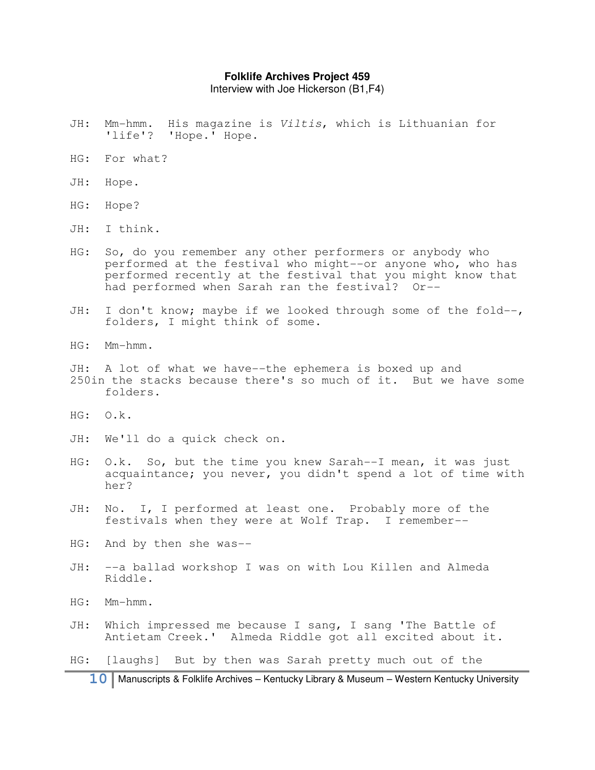JH: Mm-hmm. His magazine is *Viltis*, which is Lithuanian for 'life'? 'Hope.' Hope.

HG: For what?

JH: Hope.

HG: Hope?

JH: I think.

HG: So, do you remember any other performers or anybody who performed at the festival who might--or anyone who, who has performed recently at the festival that you might know that had performed when Sarah ran the festival? Or--

JH: I don't know; maybe if we looked through some of the fold--, folders, I might think of some.

HG: Mm-hmm.

JH: A lot of what we have--the ephemera is boxed up and 250in the stacks because there's so much of it. But we have some folders.

HG: O.k.

JH: We'll do a quick check on.

HG: O.k. So, but the time you knew Sarah--I mean, it was just acquaintance; you never, you didn't spend a lot of time with her?

JH: No. I, I performed at least one. Probably more of the festivals when they were at Wolf Trap. I remember--

HG: And by then she was--

JH: --a ballad workshop I was on with Lou Killen and Almeda Riddle.

HG: Mm-hmm.

JH: Which impressed me because I sang, I sang 'The Battle of Antietam Creek.' Almeda Riddle got all excited about it.

HG: [laughs] But by then was Sarah pretty much out of the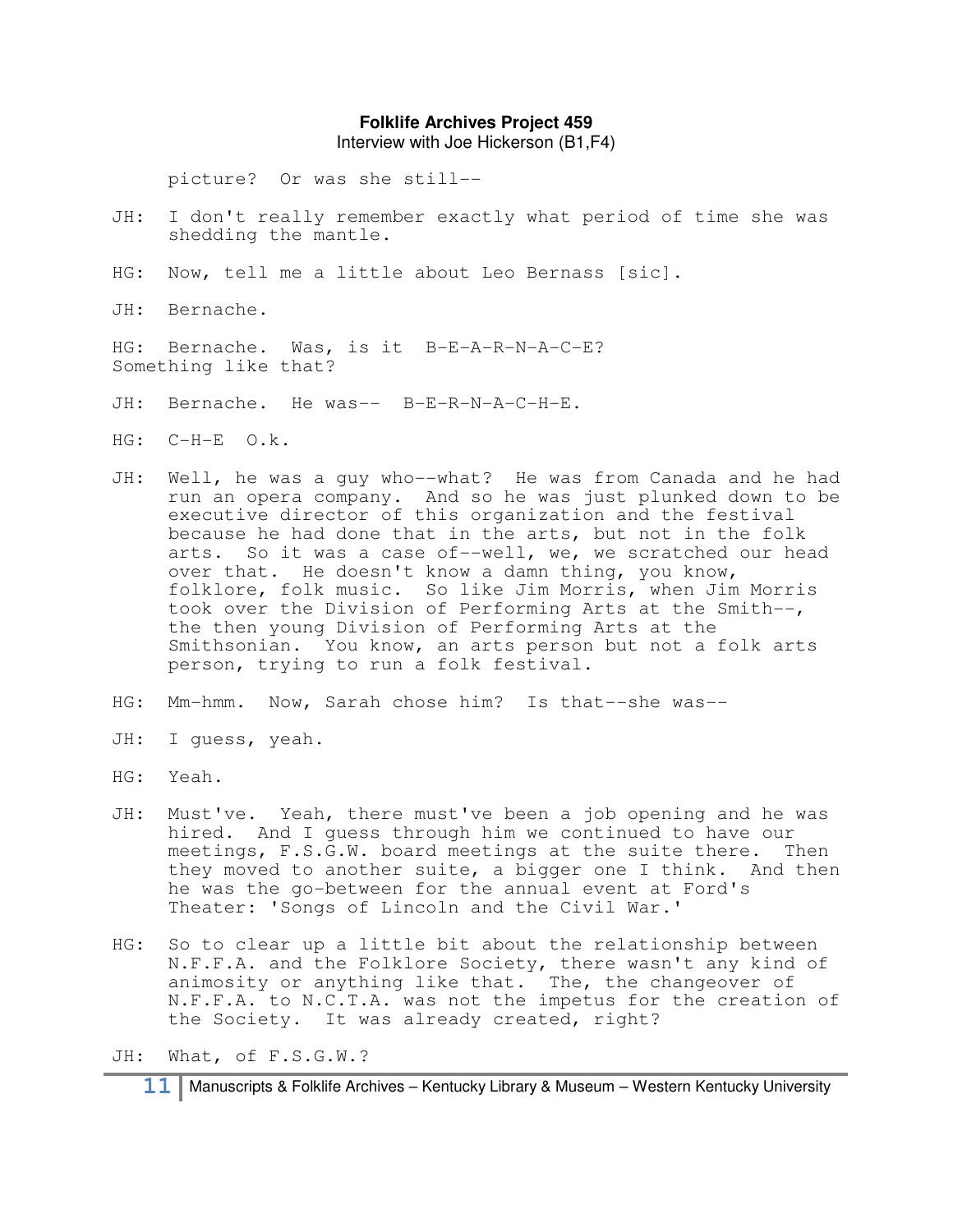picture? Or was she still--

JH: I don't really remember exactly what period of time she was shedding the mantle.

HG: Now, tell me a little about Leo Bernass [sic].

JH: Bernache.

HG: Bernache. Was, is it B-E-A-R-N-A-C-E? Something like that?

JH: Bernache. He was-- B-E-R-N-A-C-H-E.

HG: C-H-E O.k.

JH: Well, he was a guy who--what? He was from Canada and he had run an opera company. And so he was just plunked down to be executive director of this organization and the festival because he had done that in the arts, but not in the folk arts. So it was a case of--well, we, we scratched our head over that. He doesn't know a damn thing, you know, folklore, folk music. So like Jim Morris, when Jim Morris took over the Division of Performing Arts at the Smith--, the then young Division of Performing Arts at the Smithsonian. You know, an arts person but not a folk arts person, trying to run a folk festival.

HG: Mm-hmm. Now, Sarah chose him? Is that--she was--

JH: I guess, yeah.

HG: Yeah.

JH: Must've. Yeah, there must've been a job opening and he was hired. And I guess through him we continued to have our meetings, F.S.G.W. board meetings at the suite there. Then they moved to another suite, a bigger one I think. And then he was the go-between for the annual event at Ford's Theater: 'Songs of Lincoln and the Civil War.'

HG: So to clear up a little bit about the relationship between N.F.F.A. and the Folklore Society, there wasn't any kind of animosity or anything like that. The, the changeover of N.F.F.A. to N.C.T.A. was not the impetus for the creation of the Society. It was already created, right?

JH: What, of F.S.G.W.?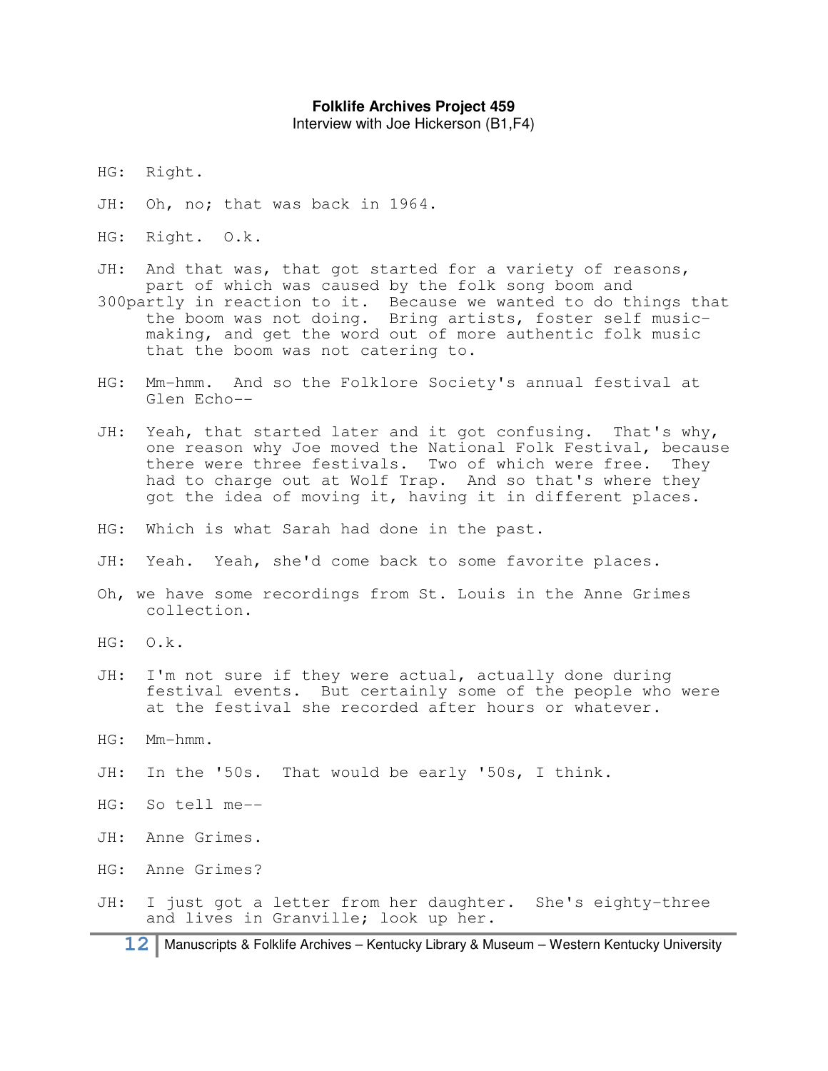**Folklife Archives Project 459**
Interview with Joe Hickerson (B1,F4)

HG: Right.

JH: Oh, no; that was back in 1964.

HG: Right. O.k.

JH: And that was, that got started for a variety of reasons, part of which was caused by the folk song boom and 300partly in reaction to it. Because we wanted to do things that the boom was not doing. Bring artists, foster self music-making, and get the word out of more authentic folk music that the boom was not catering to.

HG: Mm-hmm. And so the Folklore Society's annual festival at Glen Echo--

JH: Yeah, that started later and it got confusing. That's why, one reason why Joe moved the National Folk Festival, because there were three festivals. Two of which were free. They had to charge out at Wolf Trap. And so that's where they got the idea of moving it, having it in different places.

HG: Which is what Sarah had done in the past.

JH: Yeah. Yeah, she'd come back to some favorite places.

Oh, we have some recordings from St. Louis in the Anne Grimes collection.

HG: O.k.

JH: I'm not sure if they were actual, actually done during festival events. But certainly some of the people who were at the festival she recorded after hours or whatever.

HG: Mm-hmm.

JH: In the '50s. That would be early '50s, I think.

HG: So tell me--

JH: Anne Grimes.

HG: Anne Grimes?

JH: I just got a letter from her daughter. She's eighty-three and lives in Granville; look up her.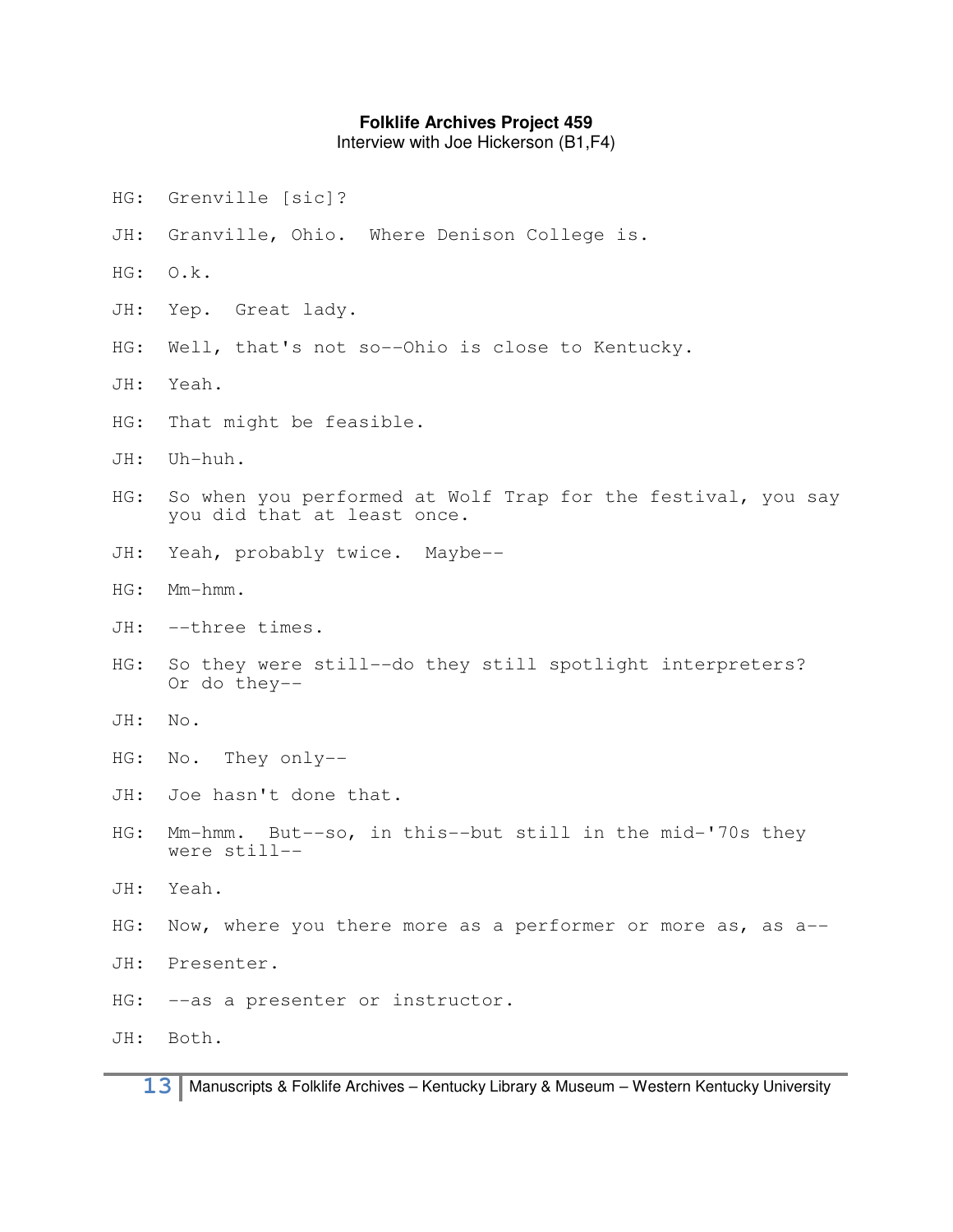HG: Grenville [sic]?

JH: Granville, Ohio. Where Denison College is.

HG: O.k.

JH: Yep. Great lady.

HG: Well, that's not so--Ohio is close to Kentucky.

JH: Yeah.

HG: That might be feasible.

JH: Uh-huh.

HG: So when you performed at Wolf Trap for the festival, you say you did that at least once.

JH: Yeah, probably twice. Maybe--

HG: Mm-hmm.

JH: --three times.

HG: So they were still--do they still spotlight interpreters? Or do they--

JH: No.

HG: No. They only--

JH: Joe hasn't done that.

HG: Mm-hmm. But--so, in this--but still in the mid-'70s they were still--

JH: Yeah.

HG: Now, where you there more as a performer or more as, as a--

JH: Presenter.

HG: --as a presenter or instructor.

JH: Both.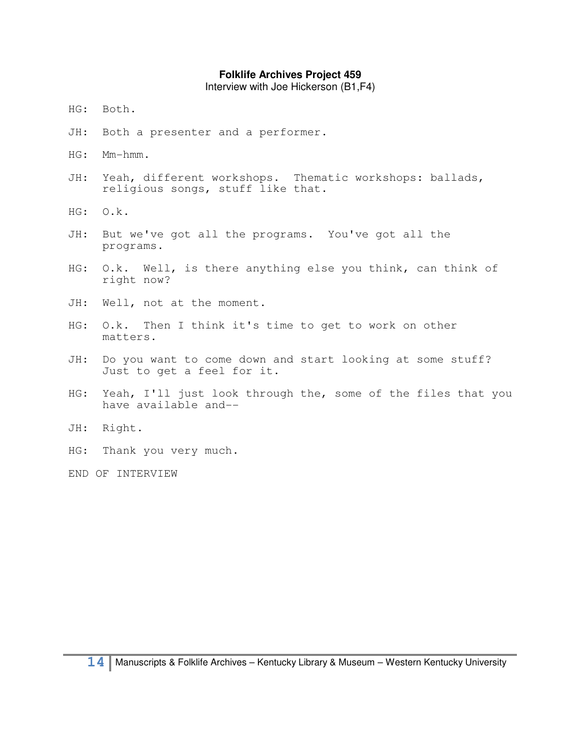HG: Both.

JH: Both a presenter and a performer.

HG: Mm-hmm.

JH: Yeah, different workshops. Thematic workshops: ballads, religious songs, stuff like that.

HG: O.k.

JH: But we've got all the programs. You've got all the programs.

HG: O.k. Well, is there anything else you think, can think of right now?

JH: Well, not at the moment.

HG: O.k. Then I think it's time to get to work on other matters.

JH: Do you want to come down and start looking at some stuff? Just to get a feel for it.

HG: Yeah, I'll just look through the, some of the files that you have available and--

JH: Right.

HG: Thank you very much.

END OF INTERVIEW